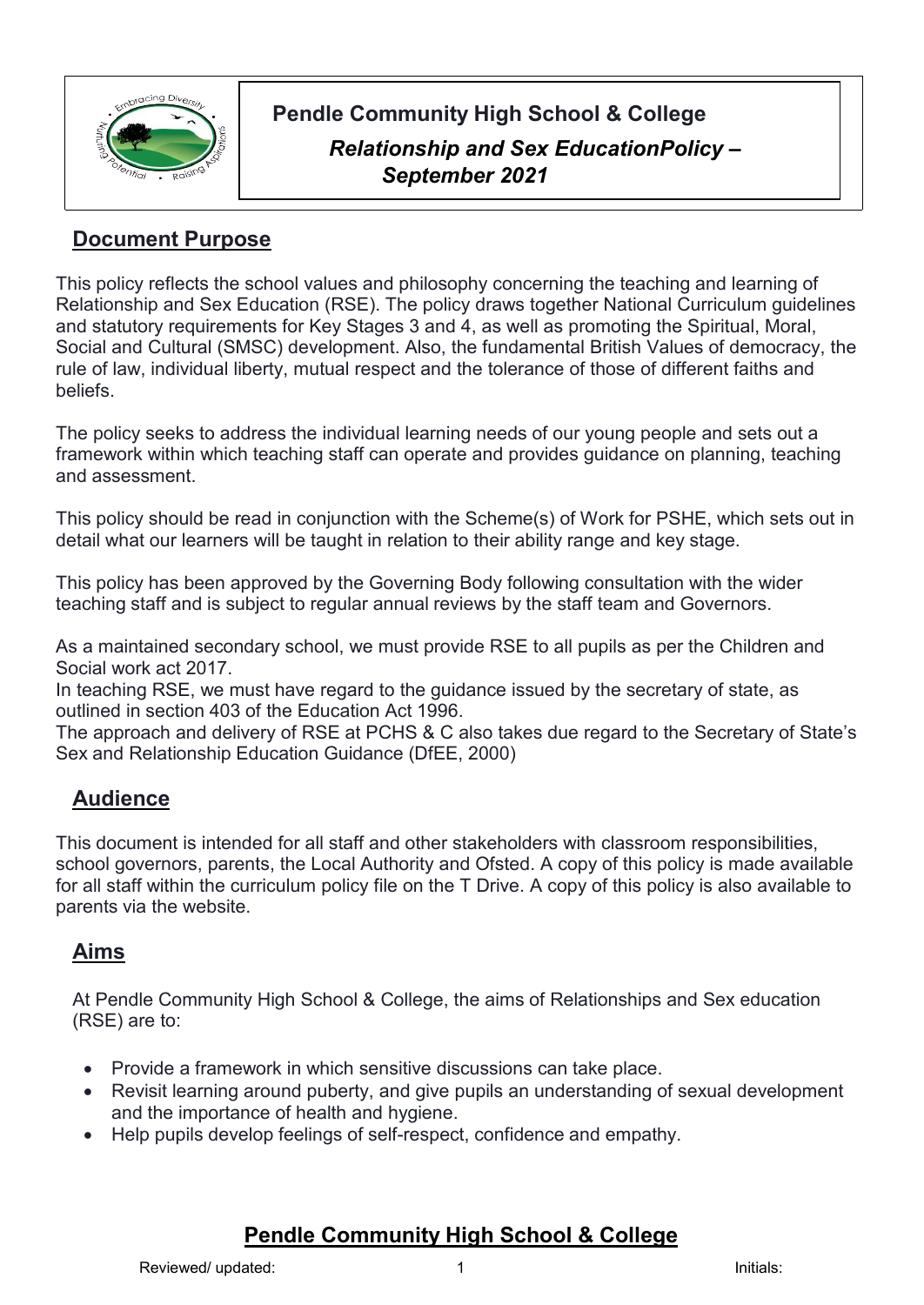# Pendle Community High School & College

## *Relationship and Sex EducationPolicy – September 2021*

## Document Purpose

This policy reflects the school values and philosophy concerning the teaching and learning of Relationship and Sex Education (RSE). The policy draws together National Curriculum guidelines and statutory requirements for Key Stages 3 and 4, as well as promoting the Spiritual, Moral, Social and Cultural (SMSC) development. Also, the fundamental British Values of democracy, the rule of law, individual liberty, mutual respect and the tolerance of those of different faiths and beliefs.

The policy seeks to address the individual learning needs of our young people and sets out a framework within which teaching staff can operate and provides guidance on planning, teaching and assessment.

This policy should be read in conjunction with the Scheme(s) of Work for PSHE, which sets out in detail what our learners will be taught in relation to their ability range and key stage.

This policy has been approved by the Governing Body following consultation with the wider teaching staff and is subject to regular annual reviews by the staff team and Governors.

As a maintained secondary school, we must provide RSE to all pupils as per the Children and Social work act 2017.
In teaching RSE, we must have regard to the guidance issued by the secretary of state, as outlined in section 403 of the Education Act 1996.
The approach and delivery of RSE at PCHS & C also takes due regard to the Secretary of State's Sex and Relationship Education Guidance (DfEE, 2000)

## Audience

This document is intended for all staff and other stakeholders with classroom responsibilities, school governors, parents, the Local Authority and Ofsted. A copy of this policy is made available for all staff within the curriculum policy file on the T Drive. A copy of this policy is also available to parents via the website.

## Aims

At Pendle Community High School & College, the aims of Relationships and Sex education (RSE) are to:

- Provide a framework in which sensitive discussions can take place.
- Revisit learning around puberty, and give pupils an understanding of sexual development and the importance of health and hygiene.
- Help pupils develop feelings of self-respect, confidence and empathy.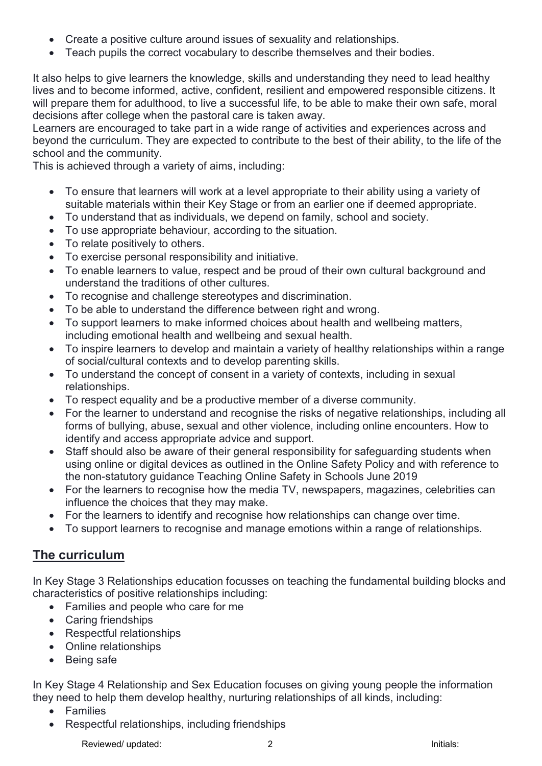- Create a positive culture around issues of sexuality and relationships.
- Teach pupils the correct vocabulary to describe themselves and their bodies.

It also helps to give learners the knowledge, skills and understanding they need to lead healthy lives and to become informed, active, confident, resilient and empowered responsible citizens. It will prepare them for adulthood, to live a successful life, to be able to make their own safe, moral decisions after college when the pastoral care is taken away.

Learners are encouraged to take part in a wide range of activities and experiences across and beyond the curriculum. They are expected to contribute to the best of their ability, to the life of the school and the community.

This is achieved through a variety of aims, including:

- To ensure that learners will work at a level appropriate to their ability using a variety of suitable materials within their Key Stage or from an earlier one if deemed appropriate.
- To understand that as individuals, we depend on family, school and society.
- To use appropriate behaviour, according to the situation.
- To relate positively to others.
- To exercise personal responsibility and initiative.
- To enable learners to value, respect and be proud of their own cultural background and understand the traditions of other cultures.
- To recognise and challenge stereotypes and discrimination.
- To be able to understand the difference between right and wrong.
- To support learners to make informed choices about health and wellbeing matters, including emotional health and wellbeing and sexual health.
- To inspire learners to develop and maintain a variety of healthy relationships within a range of social/cultural contexts and to develop parenting skills.
- To understand the concept of consent in a variety of contexts, including in sexual relationships.
- To respect equality and be a productive member of a diverse community.
- For the learner to understand and recognise the risks of negative relationships, including all forms of bullying, abuse, sexual and other violence, including online encounters. How to identify and access appropriate advice and support.
- Staff should also be aware of their general responsibility for safeguarding students when using online or digital devices as outlined in the Online Safety Policy and with reference to the non-statutory guidance Teaching Online Safety in Schools June 2019
- For the learners to recognise how the media TV, newspapers, magazines, celebrities can influence the choices that they may make.
- For the learners to identify and recognise how relationships can change over time.
- To support learners to recognise and manage emotions within a range of relationships.

## The curriculum

In Key Stage 3 Relationships education focusses on teaching the fundamental building blocks and characteristics of positive relationships including:

- Families and people who care for me
- Caring friendships
- Respectful relationships
- Online relationships
- Being safe

In Key Stage 4 Relationship and Sex Education focuses on giving young people the information they need to help them develop healthy, nurturing relationships of all kinds, including:

- Families
- Respectful relationships, including friendships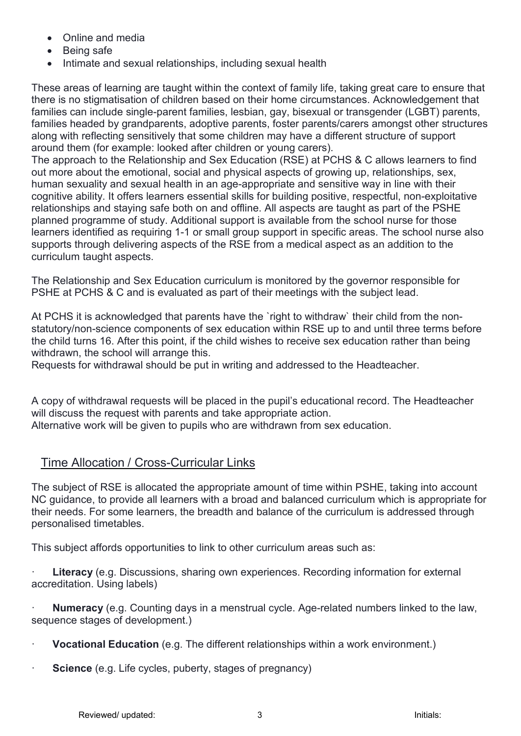- Online and media
- Being safe
- Intimate and sexual relationships, including sexual health

These areas of learning are taught within the context of family life, taking great care to ensure that there is no stigmatisation of children based on their home circumstances. Acknowledgement that families can include single-parent families, lesbian, gay, bisexual or transgender (LGBT) parents, families headed by grandparents, adoptive parents, foster parents/carers amongst other structures along with reflecting sensitively that some children may have a different structure of support around them (for example: looked after children or young carers).
The approach to the Relationship and Sex Education (RSE) at PCHS & C allows learners to find out more about the emotional, social and physical aspects of growing up, relationships, sex, human sexuality and sexual health in an age-appropriate and sensitive way in line with their cognitive ability. It offers learners essential skills for building positive, respectful, non-exploitative relationships and staying safe both on and offline. All aspects are taught as part of the PSHE planned programme of study. Additional support is available from the school nurse for those learners identified as requiring 1-1 or small group support in specific areas. The school nurse also supports through delivering aspects of the RSE from a medical aspect as an addition to the curriculum taught aspects.

The Relationship and Sex Education curriculum is monitored by the governor responsible for PSHE at PCHS & C and is evaluated as part of their meetings with the subject lead.

At PCHS it is acknowledged that parents have the `right to withdraw` their child from the non-statutory/non-science components of sex education within RSE up to and until three terms before the child turns 16. After this point, if the child wishes to receive sex education rather than being withdrawn, the school will arrange this.
Requests for withdrawal should be put in writing and addressed to the Headteacher.

A copy of withdrawal requests will be placed in the pupil's educational record. The Headteacher will discuss the request with parents and take appropriate action.
Alternative work will be given to pupils who are withdrawn from sex education.

## Time Allocation / Cross-Curricular Links

The subject of RSE is allocated the appropriate amount of time within PSHE, taking into account NC guidance, to provide all learners with a broad and balanced curriculum which is appropriate for their needs. For some learners, the breadth and balance of the curriculum is addressed through personalised timetables.

This subject affords opportunities to link to other curriculum areas such as:

- **Literacy** (e.g. Discussions, sharing own experiences. Recording information for external accreditation. Using labels)
- **Numeracy** (e.g. Counting days in a menstrual cycle. Age-related numbers linked to the law, sequence stages of development.)
- **Vocational Education** (e.g. The different relationships within a work environment.)
- **Science** (e.g. Life cycles, puberty, stages of pregnancy)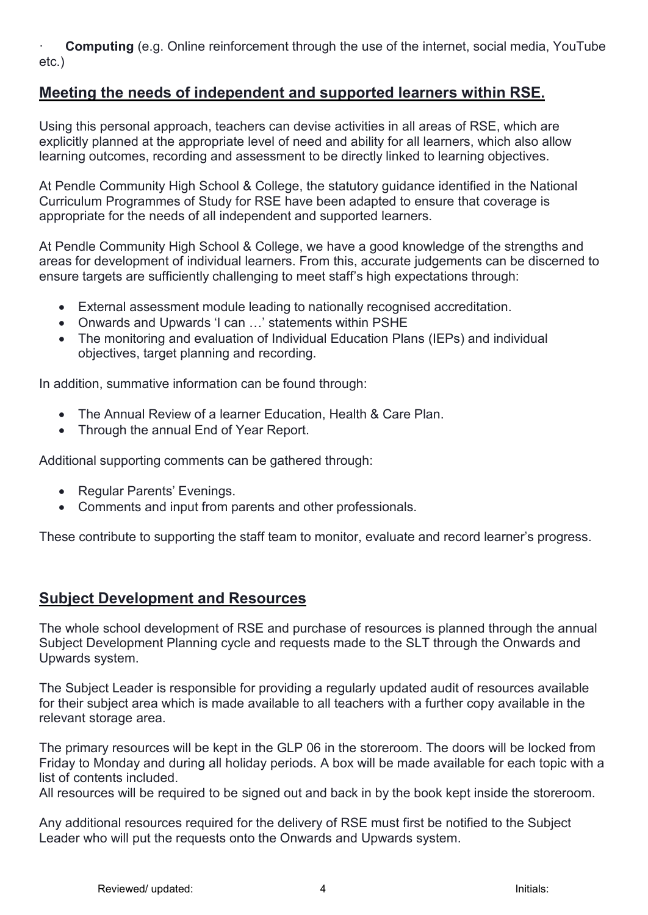· **Computing** (e.g. Online reinforcement through the use of the internet, social media, YouTube etc.)

## Meeting the needs of independent and supported learners within RSE.

Using this personal approach, teachers can devise activities in all areas of RSE, which are explicitly planned at the appropriate level of need and ability for all learners, which also allow learning outcomes, recording and assessment to be directly linked to learning objectives.

At Pendle Community High School & College, the statutory guidance identified in the National Curriculum Programmes of Study for RSE have been adapted to ensure that coverage is appropriate for the needs of all independent and supported learners.

At Pendle Community High School & College, we have a good knowledge of the strengths and areas for development of individual learners. From this, accurate judgements can be discerned to ensure targets are sufficiently challenging to meet staff's high expectations through:

- External assessment module leading to nationally recognised accreditation.
- Onwards and Upwards 'I can …' statements within PSHE
- The monitoring and evaluation of Individual Education Plans (IEPs) and individual objectives, target planning and recording.

In addition, summative information can be found through:

- The Annual Review of a learner Education, Health & Care Plan.
- Through the annual End of Year Report.

Additional supporting comments can be gathered through:

- Regular Parents' Evenings.
- Comments and input from parents and other professionals.

These contribute to supporting the staff team to monitor, evaluate and record learner's progress.

## Subject Development and Resources

The whole school development of RSE and purchase of resources is planned through the annual Subject Development Planning cycle and requests made to the SLT through the Onwards and Upwards system.

The Subject Leader is responsible for providing a regularly updated audit of resources available for their subject area which is made available to all teachers with a further copy available in the relevant storage area.

The primary resources will be kept in the GLP 06 in the storeroom. The doors will be locked from Friday to Monday and during all holiday periods. A box will be made available for each topic with a list of contents included.
All resources will be required to be signed out and back in by the book kept inside the storeroom.

Any additional resources required for the delivery of RSE must first be notified to the Subject Leader who will put the requests onto the Onwards and Upwards system.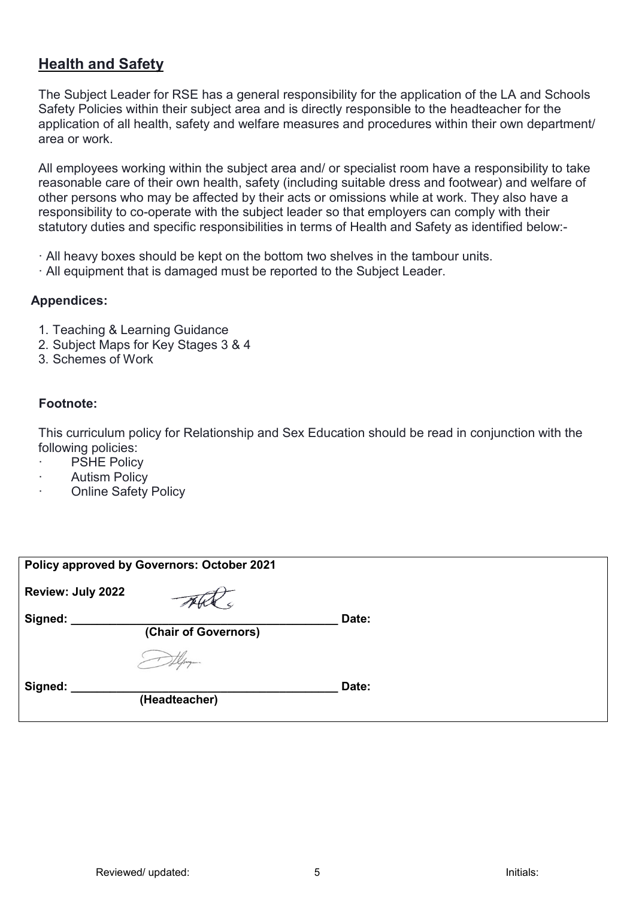## Health and Safety

The Subject Leader for RSE has a general responsibility for the application of the LA and Schools Safety Policies within their subject area and is directly responsible to the headteacher for the application of all health, safety and welfare measures and procedures within their own department/ area or work.

All employees working within the subject area and/ or specialist room have a responsibility to take reasonable care of their own health, safety (including suitable dress and footwear) and welfare of other persons who may be affected by their acts or omissions while at work. They also have a responsibility to co-operate with the subject leader so that employers can comply with their statutory duties and specific responsibilities in terms of Health and Safety as identified below:-

- All heavy boxes should be kept on the bottom two shelves in the tambour units.
- All equipment that is damaged must be reported to the Subject Leader.

**Appendices:**

1. Teaching & Learning Guidance
2. Subject Maps for Key Stages 3 & 4
3. Schemes of Work

**Footnote:**

This curriculum policy for Relationship and Sex Education should be read in conjunction with the following policies:

- PSHE Policy
- Autism Policy
- Online Safety Policy

**Policy approved by Governors: October 2021**

**Review: July 2022**

**Signed:** ________________________ **Date:**
**(Chair of Governors)**

**Signed:** ________________________ **Date:**
**(Headteacher)**

Reviewed/ updated: Initials: